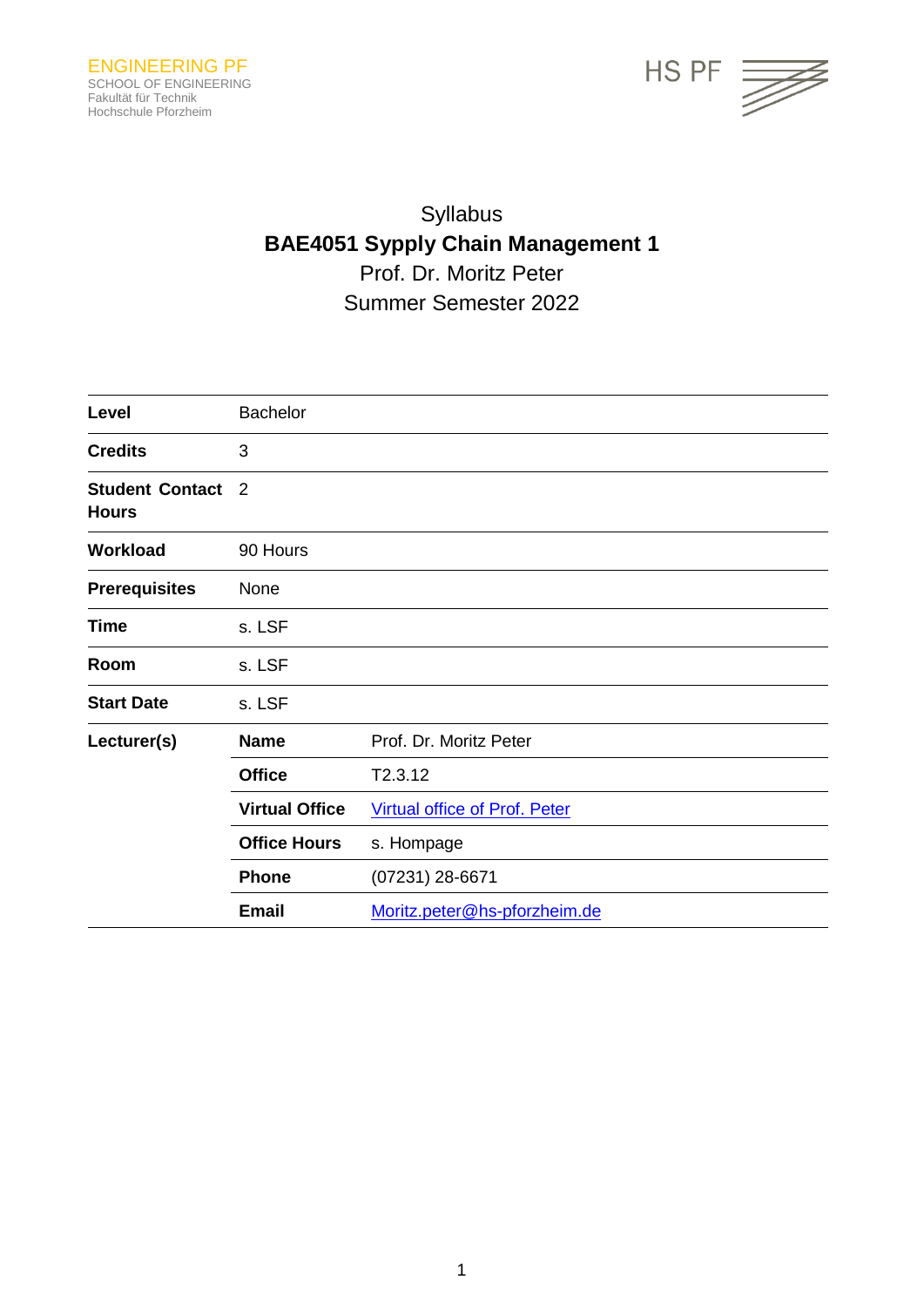ENGINEERING PF
SCHOOL OF ENGINEERING
Fakultät für Technik
Hochschule Pforzheim

HS PF

Syllabus

**BAE4051 Sypply Chain Management 1**

Prof. Dr. Moritz Peter

Summer Semester 2022

| | | |
|---|---|---|
| **Level** | Bachelor | |
| **Credits** | 3 | |
| **Student Contact Hours** | 2 | |
| **Workload** | 90 Hours | |
| **Prerequisites** | None | |
| **Time** | s. LSF | |
| **Room** | s. LSF | |
| **Start Date** | s. LSF | |
| **Lecturer(s)** | **Name** | Prof. Dr. Moritz Peter |
| | **Office** | T2.3.12 |
| | **Virtual Office** | Virtual office of Prof. Peter |
| | **Office Hours** | s. Hompage |
| | **Phone** | (07231) 28-6671 |
| | **Email** | Moritz.peter@hs-pforzheim.de |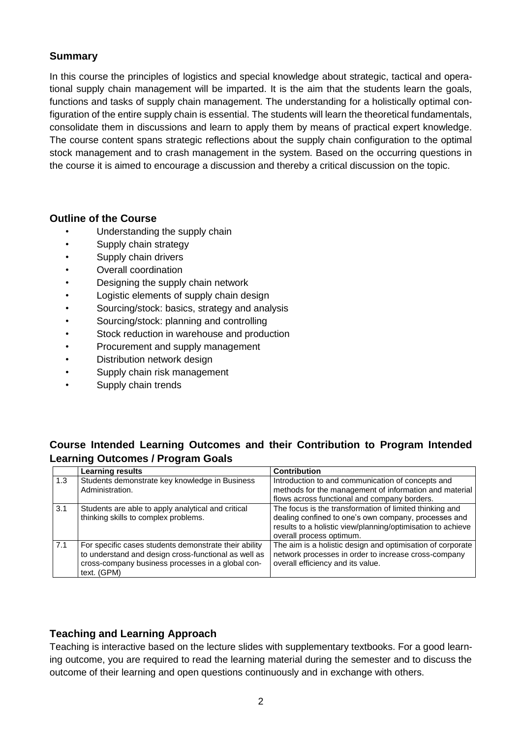## Summary

In this course the principles of logistics and special knowledge about strategic, tactical and operational supply chain management will be imparted. It is the aim that the students learn the goals, functions and tasks of supply chain management. The understanding for a holistically optimal configuration of the entire supply chain is essential. The students will learn the theoretical fundamentals, consolidate them in discussions and learn to apply them by means of practical expert knowledge. The course content spans strategic reflections about the supply chain configuration to the optimal stock management and to crash management in the system. Based on the occurring questions in the course it is aimed to encourage a discussion and thereby a critical discussion on the topic.

## Outline of the Course

- Understanding the supply chain
- Supply chain strategy
- Supply chain drivers
- Overall coordination
- Designing the supply chain network
- Logistic elements of supply chain design
- Sourcing/stock: basics, strategy and analysis
- Sourcing/stock: planning and controlling
- Stock reduction in warehouse and production
- Procurement and supply management
- Distribution network design
- Supply chain risk management
- Supply chain trends

## Course Intended Learning Outcomes and their Contribution to Program Intended Learning Outcomes / Program Goals

| | Learning results | Contribution |
|---|---|---|
| 1.3 | Students demonstrate key knowledge in Business Administration. | Introduction to and communication of concepts and methods for the management of information and material flows across functional and company borders. |
| 3.1 | Students are able to apply analytical and critical thinking skills to complex problems. | The focus is the transformation of limited thinking and dealing confined to one's own company, processes and results to a holistic view/planning/optimisation to achieve overall process optimum. |
| 7.1 | For specific cases students demonstrate their ability to understand and design cross-functional as well as cross-company business processes in a global context. (GPM) | The aim is a holistic design and optimisation of corporate network processes in order to increase cross-company overall efficiency and its value. |

## Teaching and Learning Approach

Teaching is interactive based on the lecture slides with supplementary textbooks. For a good learning outcome, you are required to read the learning material during the semester and to discuss the outcome of their learning and open questions continuously and in exchange with others.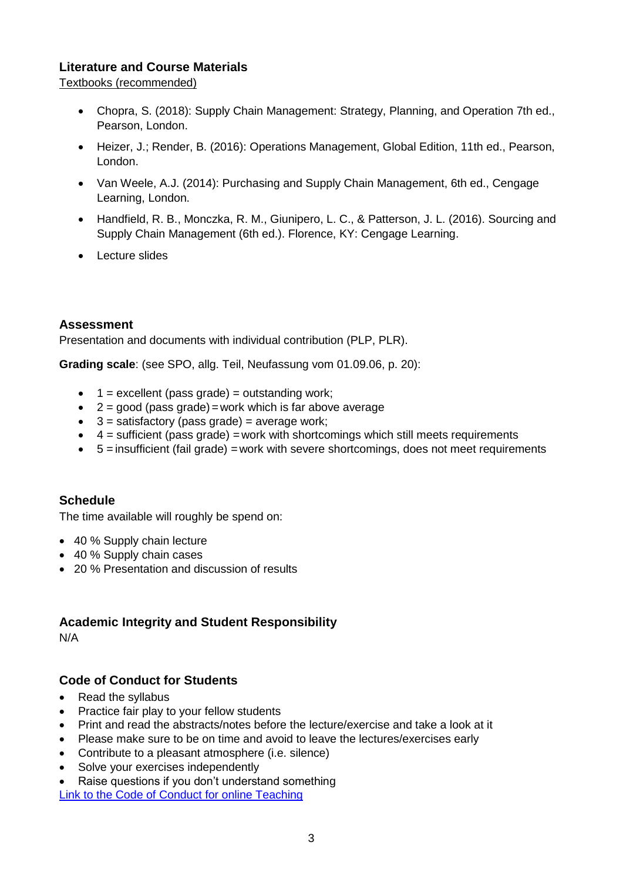## Literature and Course Materials

Textbooks (recommended)

- Chopra, S. (2018): Supply Chain Management: Strategy, Planning, and Operation 7th ed., Pearson, London.
- Heizer, J.; Render, B. (2016): Operations Management, Global Edition, 11th ed., Pearson, London.
- Van Weele, A.J. (2014): Purchasing and Supply Chain Management, 6th ed., Cengage Learning, London.
- Handfield, R. B., Monczka, R. M., Giunipero, L. C., & Patterson, J. L. (2016). Sourcing and Supply Chain Management (6th ed.). Florence, KY: Cengage Learning.
- Lecture slides

## Assessment

Presentation and documents with individual contribution (PLP, PLR).

**Grading scale**: (see SPO, allg. Teil, Neufassung vom 01.09.06, p. 20):

- 1 = excellent (pass grade) = outstanding work;
- 2 = good (pass grade) = work which is far above average
- 3 = satisfactory (pass grade) = average work;
- 4 = sufficient (pass grade) = work with shortcomings which still meets requirements
- 5 = insufficient (fail grade) = work with severe shortcomings, does not meet requirements

## Schedule

The time available will roughly be spend on:

- 40 % Supply chain lecture
- 40 % Supply chain cases
- 20 % Presentation and discussion of results

## Academic Integrity and Student Responsibility

N/A

## Code of Conduct for Students

- Read the syllabus
- Practice fair play to your fellow students
- Print and read the abstracts/notes before the lecture/exercise and take a look at it
- Please make sure to be on time and avoid to leave the lectures/exercises early
- Contribute to a pleasant atmosphere (i.e. silence)
- Solve your exercises independently
- Raise questions if you don't understand something

Link to the Code of Conduct for online Teaching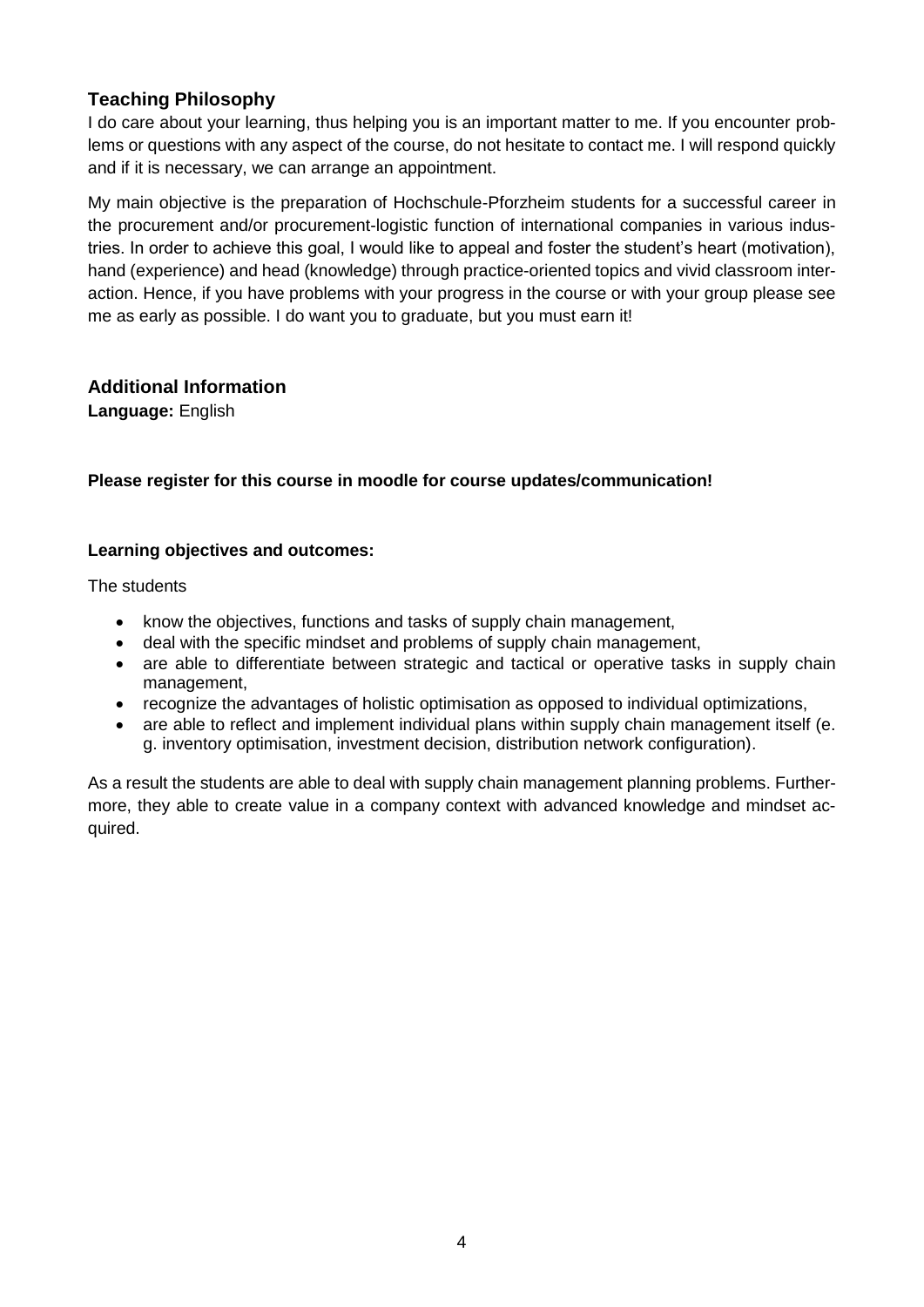## Teaching Philosophy

I do care about your learning, thus helping you is an important matter to me. If you encounter problems or questions with any aspect of the course, do not hesitate to contact me. I will respond quickly and if it is necessary, we can arrange an appointment.

My main objective is the preparation of Hochschule-Pforzheim students for a successful career in the procurement and/or procurement-logistic function of international companies in various industries. In order to achieve this goal, I would like to appeal and foster the student's heart (motivation), hand (experience) and head (knowledge) through practice-oriented topics and vivid classroom interaction. Hence, if you have problems with your progress in the course or with your group please see me as early as possible. I do want you to graduate, but you must earn it!

## Additional Information

**Language:** English

**Please register for this course in moodle for course updates/communication!**

**Learning objectives and outcomes:**

The students

- know the objectives, functions and tasks of supply chain management,
- deal with the specific mindset and problems of supply chain management,
- are able to differentiate between strategic and tactical or operative tasks in supply chain management,
- recognize the advantages of holistic optimisation as opposed to individual optimizations,
- are able to reflect and implement individual plans within supply chain management itself (e. g. inventory optimisation, investment decision, distribution network configuration).

As a result the students are able to deal with supply chain management planning problems. Furthermore, they able to create value in a company context with advanced knowledge and mindset acquired.